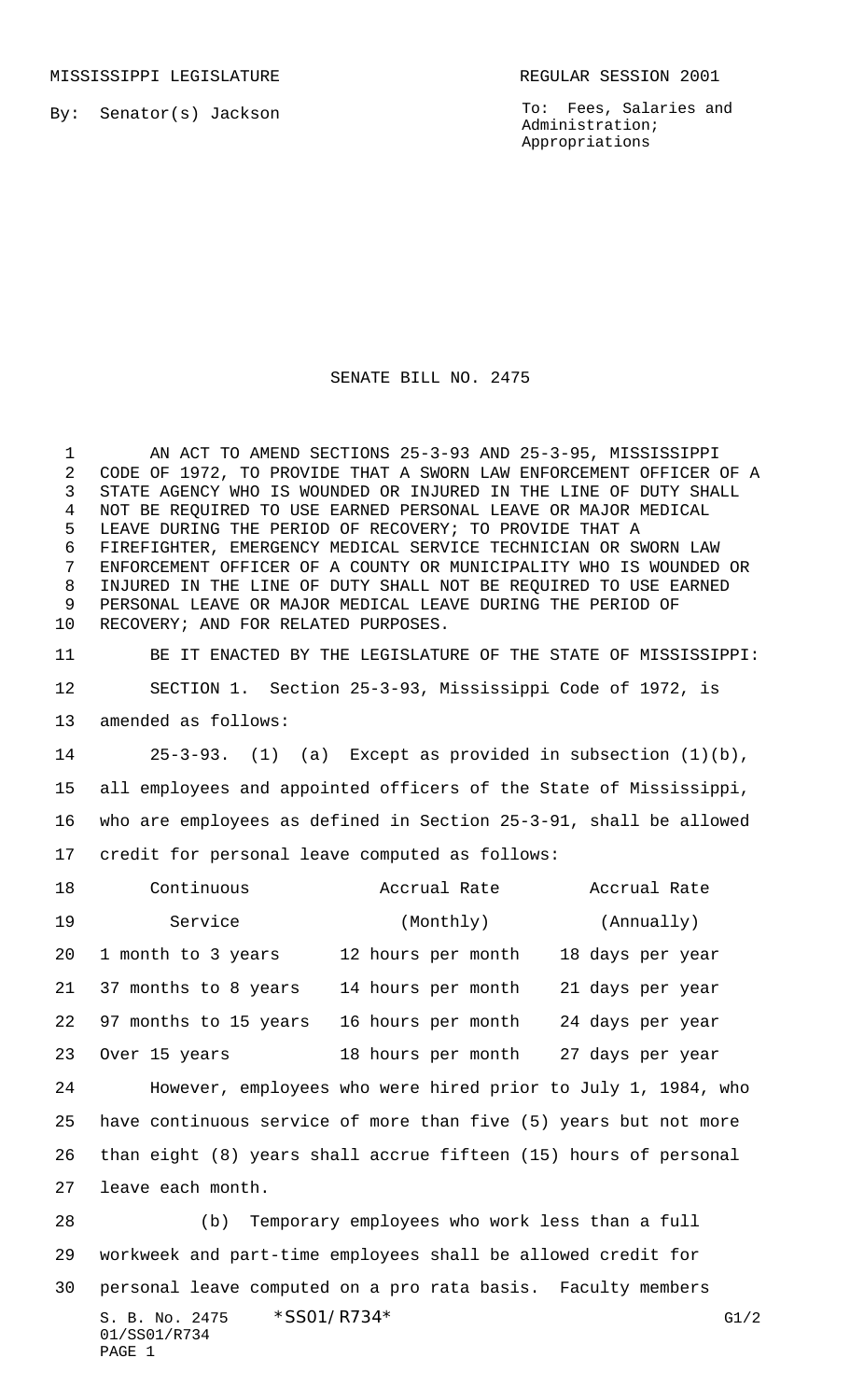MISSISSIPPI LEGISLATURE REGULAR SESSION 2001

By: Senator(s) Jackson

To: Fees, Salaries and Administration; Appropriations

# SENATE BILL NO. 2475

AN ACT TO AMEND SECTIONS 25-3-93 AND 25-3-95, MISSISSIPPI CODE OF 1972, TO PROVIDE THAT A SWORN LAW ENFORCEMENT OFFICER OF A STATE AGENCY WHO IS WOUNDED OR INJURED IN THE LINE OF DUTY SHALL NOT BE REQUIRED TO USE EARNED PERSONAL LEAVE OR MAJOR MEDICAL LEAVE DURING THE PERIOD OF RECOVERY; TO PROVIDE THAT A FIREFIGHTER, EMERGENCY MEDICAL SERVICE TECHNICIAN OR SWORN LAW ENFORCEMENT OFFICER OF A COUNTY OR MUNICIPALITY WHO IS WOUNDED OR INJURED IN THE LINE OF DUTY SHALL NOT BE REQUIRED TO USE EARNED PERSONAL LEAVE OR MAJOR MEDICAL LEAVE DURING THE PERIOD OF RECOVERY; AND FOR RELATED PURPOSES.

BE IT ENACTED BY THE LEGISLATURE OF THE STATE OF MISSISSIPPI:

SECTION 1. Section 25-3-93, Mississippi Code of 1972, is amended as follows:

25-3-93. (1) (a) Except as provided in subsection (1)(b), all employees and appointed officers of the State of Mississippi, who are employees as defined in Section 25-3-91, shall be allowed credit for personal leave computed as follows:

| Continuous Service | Accrual Rate (Monthly) | Accrual Rate (Annually) |
|---|---|---|
| 1 month to 3 years | 12 hours per month | 18 days per year |
| 37 months to 8 years | 14 hours per month | 21 days per year |
| 97 months to 15 years | 16 hours per month | 24 days per year |
| Over 15 years | 18 hours per month | 27 days per year |

However, employees who were hired prior to July 1, 1984, who have continuous service of more than five (5) years but not more than eight (8) years shall accrue fifteen (15) hours of personal leave each month.

(b) Temporary employees who work less than a full workweek and part-time employees shall be allowed credit for personal leave computed on a pro rata basis. Faculty members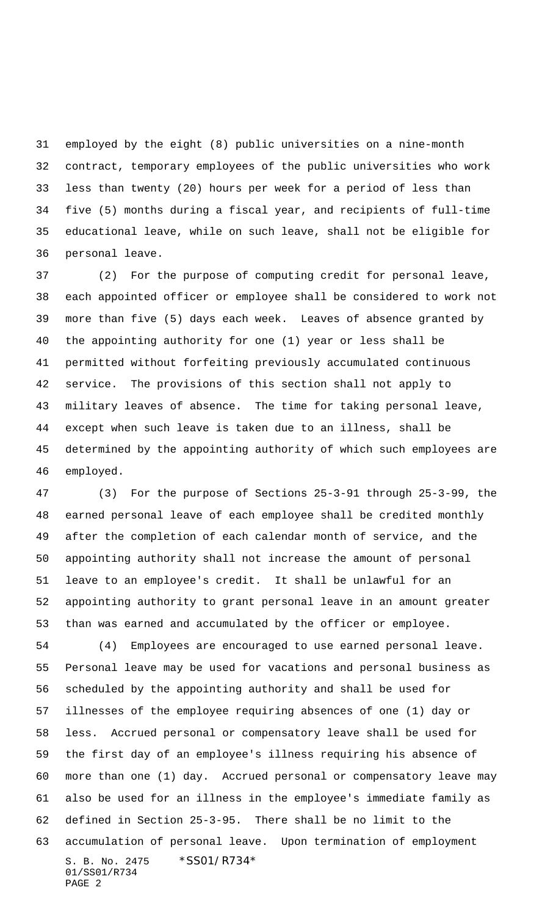employed by the eight (8) public universities on a nine-month contract, temporary employees of the public universities who work less than twenty (20) hours per week for a period of less than five (5) months during a fiscal year, and recipients of full-time educational leave, while on such leave, shall not be eligible for personal leave.

(2) For the purpose of computing credit for personal leave, each appointed officer or employee shall be considered to work not more than five (5) days each week. Leaves of absence granted by the appointing authority for one (1) year or less shall be permitted without forfeiting previously accumulated continuous service. The provisions of this section shall not apply to military leaves of absence. The time for taking personal leave, except when such leave is taken due to an illness, shall be determined by the appointing authority of which such employees are employed.

(3) For the purpose of Sections 25-3-91 through 25-3-99, the earned personal leave of each employee shall be credited monthly after the completion of each calendar month of service, and the appointing authority shall not increase the amount of personal leave to an employee's credit. It shall be unlawful for an appointing authority to grant personal leave in an amount greater than was earned and accumulated by the officer or employee.

(4) Employees are encouraged to use earned personal leave. Personal leave may be used for vacations and personal business as scheduled by the appointing authority and shall be used for illnesses of the employee requiring absences of one (1) day or less. Accrued personal or compensatory leave shall be used for the first day of an employee's illness requiring his absence of more than one (1) day. Accrued personal or compensatory leave may also be used for an illness in the employee's immediate family as defined in Section 25-3-95. There shall be no limit to the accumulation of personal leave. Upon termination of employment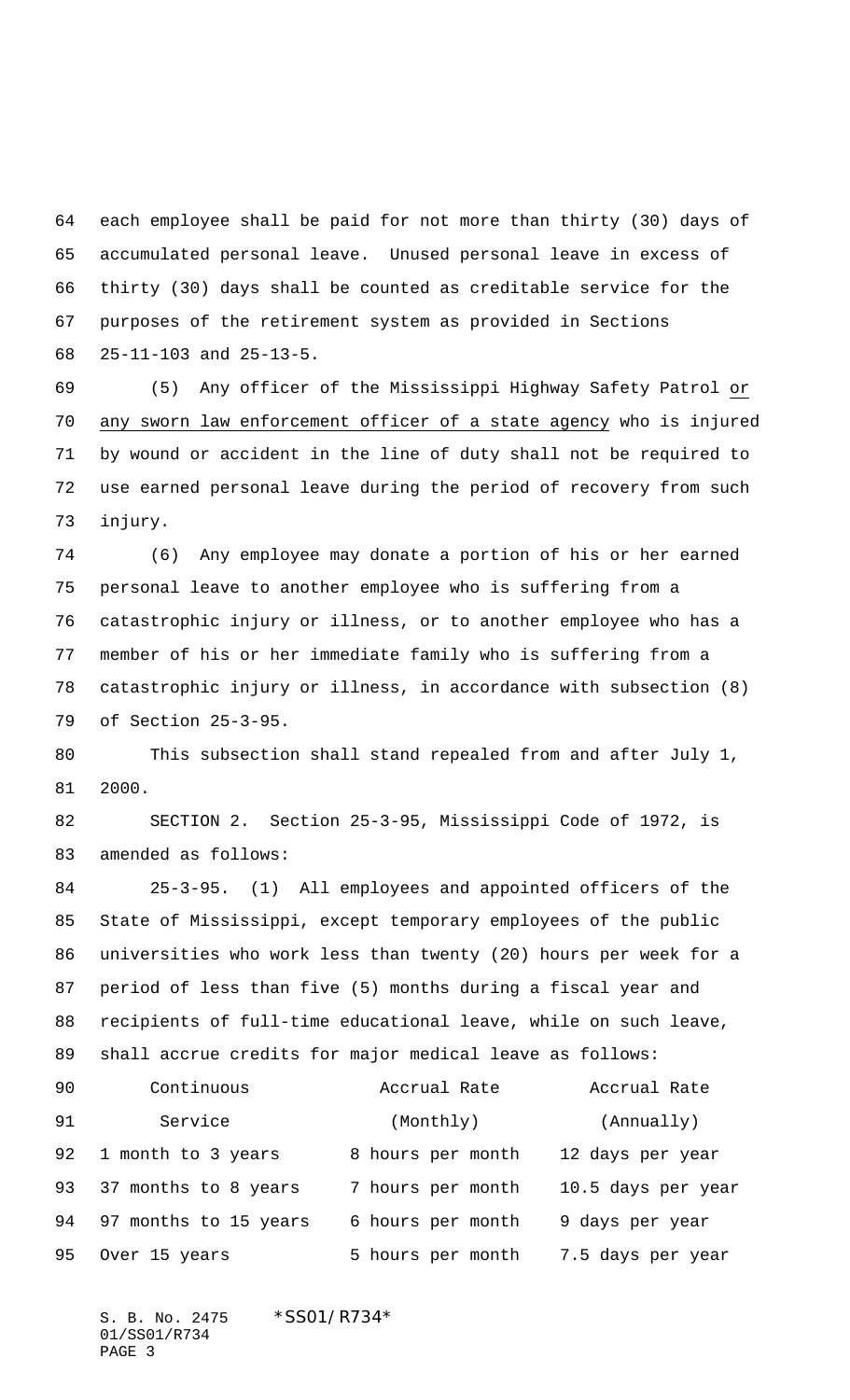each employee shall be paid for not more than thirty (30) days of accumulated personal leave. Unused personal leave in excess of thirty (30) days shall be counted as creditable service for the purposes of the retirement system as provided in Sections 25-11-103 and 25-13-5.

(5) Any officer of the Mississippi Highway Safety Patrol or any sworn law enforcement officer of a state agency who is injured by wound or accident in the line of duty shall not be required to use earned personal leave during the period of recovery from such injury.

(6) Any employee may donate a portion of his or her earned personal leave to another employee who is suffering from a catastrophic injury or illness, or to another employee who has a member of his or her immediate family who is suffering from a catastrophic injury or illness, in accordance with subsection (8) of Section 25-3-95.

This subsection shall stand repealed from and after July 1, 2000.

SECTION 2. Section 25-3-95, Mississippi Code of 1972, is amended as follows:

25-3-95. (1) All employees and appointed officers of the State of Mississippi, except temporary employees of the public universities who work less than twenty (20) hours per week for a period of less than five (5) months during a fiscal year and recipients of full-time educational leave, while on such leave, shall accrue credits for major medical leave as follows:

| Continuous Service | Accrual Rate (Monthly) | Accrual Rate (Annually) |
|---|---|---|
| 1 month to 3 years | 8 hours per month | 12 days per year |
| 37 months to 8 years | 7 hours per month | 10.5 days per year |
| 97 months to 15 years | 6 hours per month | 9 days per year |
| Over 15 years | 5 hours per month | 7.5 days per year |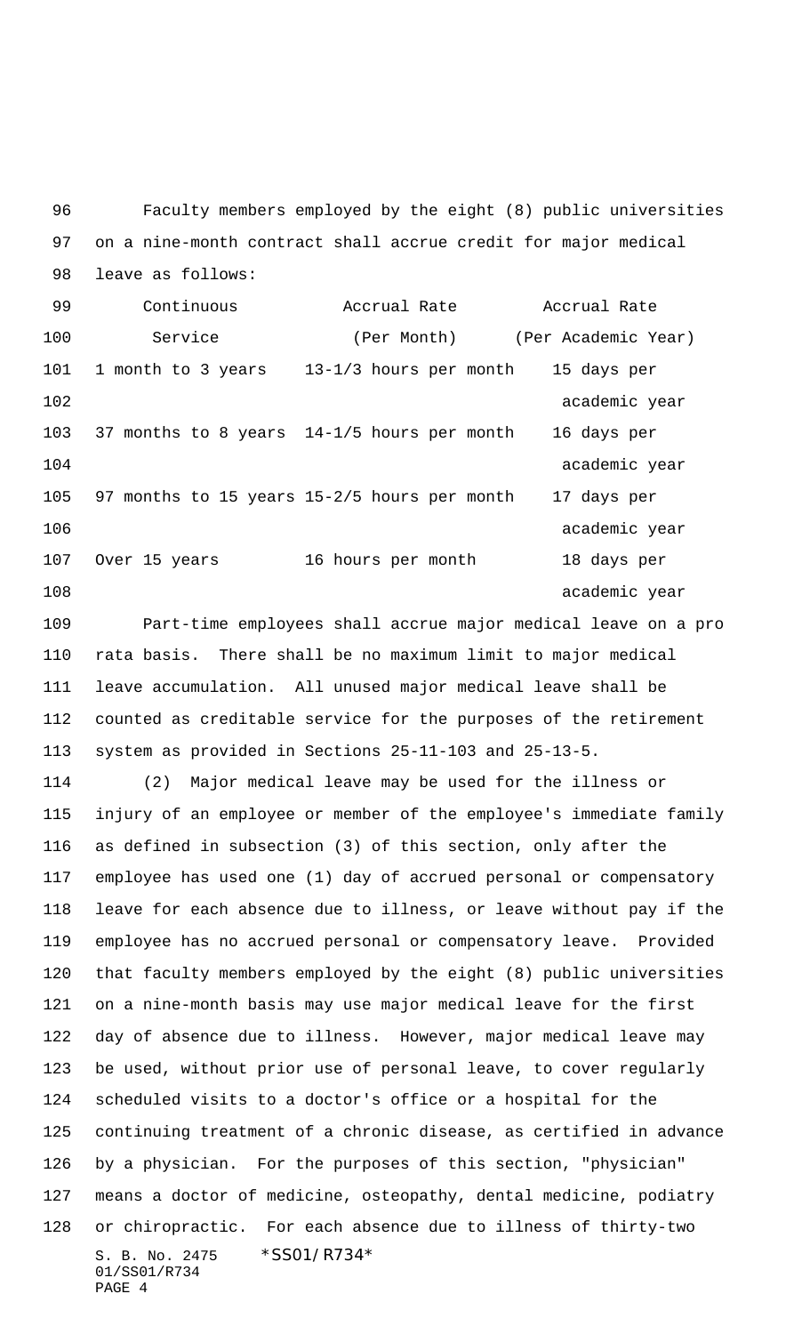Faculty members employed by the eight (8) public universities on a nine-month contract shall accrue credit for major medical leave as follows:

| Continuous Service | Accrual Rate (Per Month) | Accrual Rate (Per Academic Year) |
|---|---|---|
| 1 month to 3 years | 13-1/3 hours per month | 15 days per academic year |
| 37 months to 8 years | 14-1/5 hours per month | 16 days per academic year |
| 97 months to 15 years | 15-2/5 hours per month | 17 days per academic year |
| Over 15 years | 16 hours per month | 18 days per academic year |

Part-time employees shall accrue major medical leave on a pro rata basis. There shall be no maximum limit to major medical leave accumulation. All unused major medical leave shall be counted as creditable service for the purposes of the retirement system as provided in Sections 25-11-103 and 25-13-5.

(2) Major medical leave may be used for the illness or injury of an employee or member of the employee's immediate family as defined in subsection (3) of this section, only after the employee has used one (1) day of accrued personal or compensatory leave for each absence due to illness, or leave without pay if the employee has no accrued personal or compensatory leave. Provided that faculty members employed by the eight (8) public universities on a nine-month basis may use major medical leave for the first day of absence due to illness. However, major medical leave may be used, without prior use of personal leave, to cover regularly scheduled visits to a doctor's office or a hospital for the continuing treatment of a chronic disease, as certified in advance by a physician. For the purposes of this section, "physician" means a doctor of medicine, osteopathy, dental medicine, podiatry or chiropractic. For each absence due to illness of thirty-two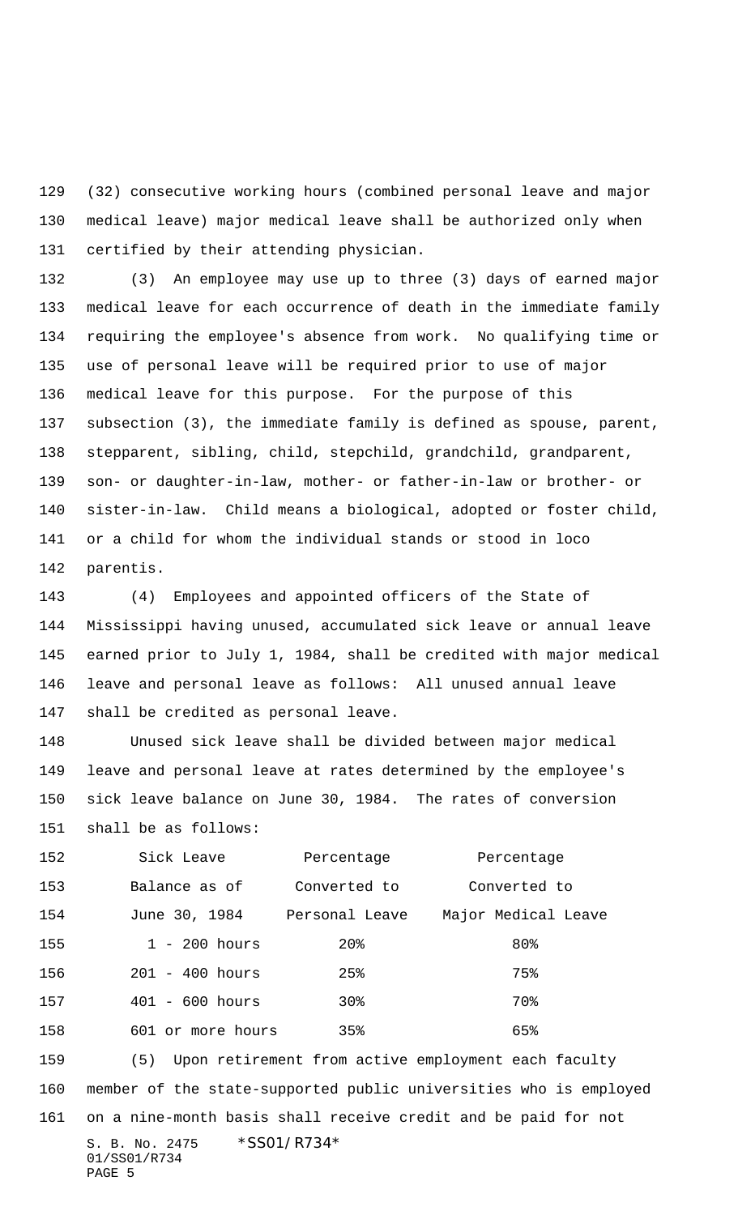(32) consecutive working hours (combined personal leave and major medical leave) major medical leave shall be authorized only when certified by their attending physician.

(3) An employee may use up to three (3) days of earned major medical leave for each occurrence of death in the immediate family requiring the employee's absence from work. No qualifying time or use of personal leave will be required prior to use of major medical leave for this purpose. For the purpose of this subsection (3), the immediate family is defined as spouse, parent, stepparent, sibling, child, stepchild, grandchild, grandparent, son- or daughter-in-law, mother- or father-in-law or brother- or sister-in-law. Child means a biological, adopted or foster child, or a child for whom the individual stands or stood in loco parentis.

(4) Employees and appointed officers of the State of Mississippi having unused, accumulated sick leave or annual leave earned prior to July 1, 1984, shall be credited with major medical leave and personal leave as follows: All unused annual leave shall be credited as personal leave.

Unused sick leave shall be divided between major medical leave and personal leave at rates determined by the employee's sick leave balance on June 30, 1984. The rates of conversion shall be as follows:

| Sick Leave Balance as of June 30, 1984 | Percentage Converted to Personal Leave | Percentage Converted to Major Medical Leave |
|---|---|---|
| 1 - 200 hours | 20% | 80% |
| 201 - 400 hours | 25% | 75% |
| 401 - 600 hours | 30% | 70% |
| 601 or more hours | 35% | 65% |

(5) Upon retirement from active employment each faculty member of the state-supported public universities who is employed on a nine-month basis shall receive credit and be paid for not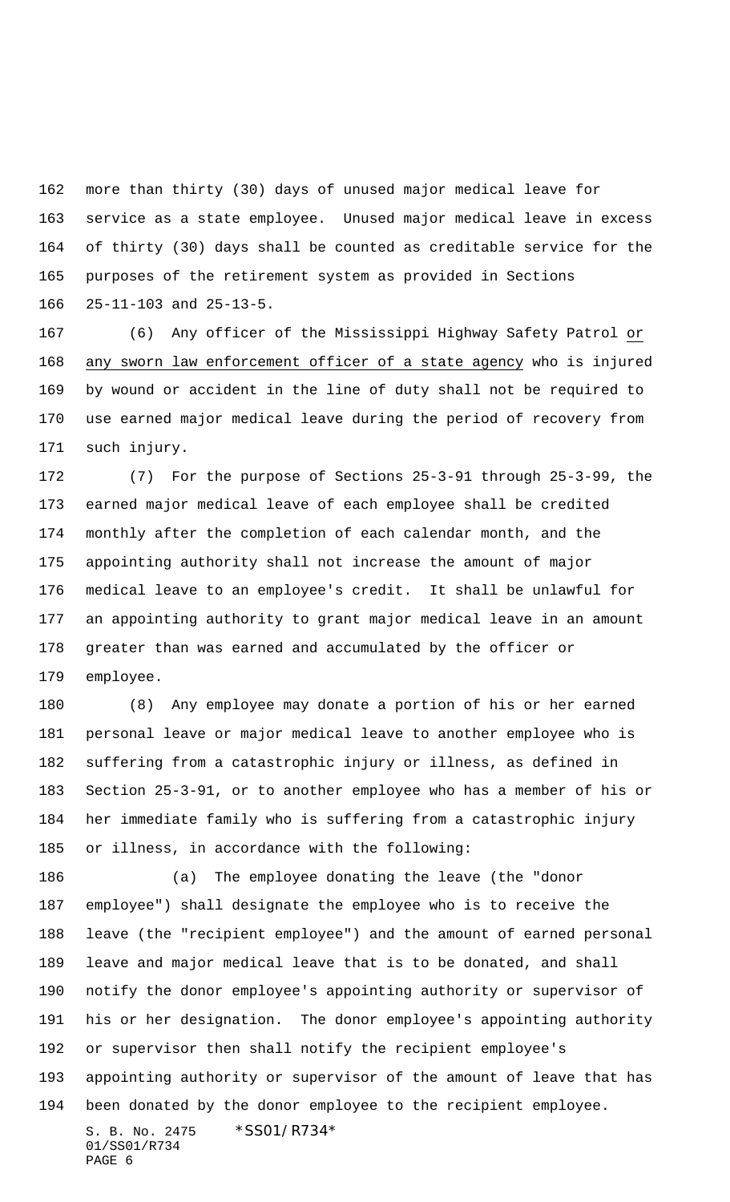more than thirty (30) days of unused major medical leave for service as a state employee. Unused major medical leave in excess of thirty (30) days shall be counted as creditable service for the purposes of the retirement system as provided in Sections 25-11-103 and 25-13-5.

(6) Any officer of the Mississippi Highway Safety Patrol <u>or any sworn law enforcement officer of a state agency</u> who is injured by wound or accident in the line of duty shall not be required to use earned major medical leave during the period of recovery from such injury.

(7) For the purpose of Sections 25-3-91 through 25-3-99, the earned major medical leave of each employee shall be credited monthly after the completion of each calendar month, and the appointing authority shall not increase the amount of major medical leave to an employee's credit. It shall be unlawful for an appointing authority to grant major medical leave in an amount greater than was earned and accumulated by the officer or employee.

(8) Any employee may donate a portion of his or her earned personal leave or major medical leave to another employee who is suffering from a catastrophic injury or illness, as defined in Section 25-3-91, or to another employee who has a member of his or her immediate family who is suffering from a catastrophic injury or illness, in accordance with the following:

(a) The employee donating the leave (the "donor employee") shall designate the employee who is to receive the leave (the "recipient employee") and the amount of earned personal leave and major medical leave that is to be donated, and shall notify the donor employee's appointing authority or supervisor of his or her designation. The donor employee's appointing authority or supervisor then shall notify the recipient employee's appointing authority or supervisor of the amount of leave that has been donated by the donor employee to the recipient employee.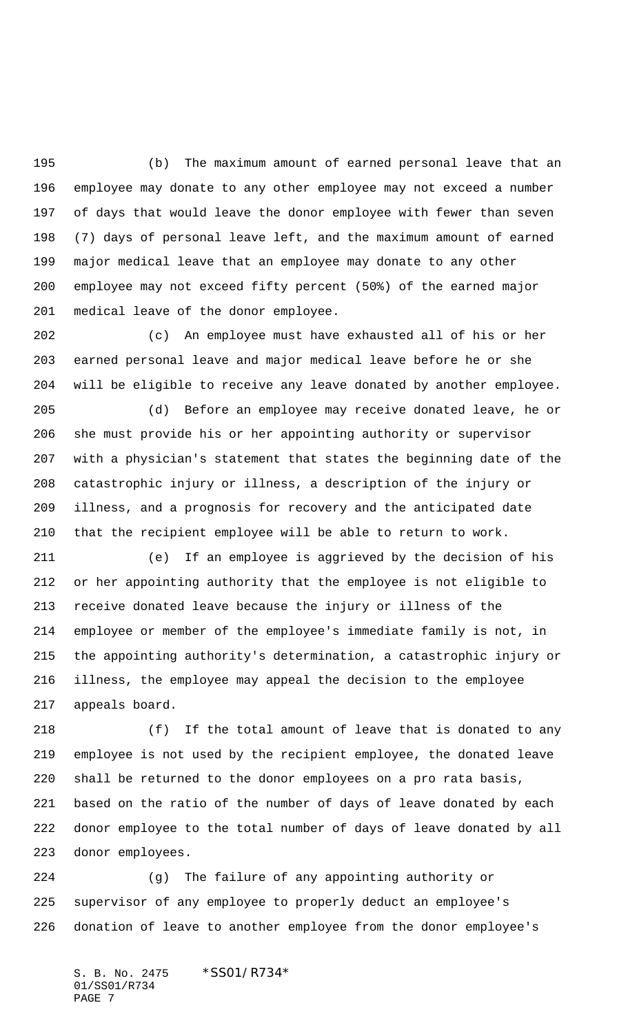(b) The maximum amount of earned personal leave that an employee may donate to any other employee may not exceed a number of days that would leave the donor employee with fewer than seven (7) days of personal leave left, and the maximum amount of earned major medical leave that an employee may donate to any other employee may not exceed fifty percent (50%) of the earned major medical leave of the donor employee.

(c) An employee must have exhausted all of his or her earned personal leave and major medical leave before he or she will be eligible to receive any leave donated by another employee.

(d) Before an employee may receive donated leave, he or she must provide his or her appointing authority or supervisor with a physician's statement that states the beginning date of the catastrophic injury or illness, a description of the injury or illness, and a prognosis for recovery and the anticipated date that the recipient employee will be able to return to work.

(e) If an employee is aggrieved by the decision of his or her appointing authority that the employee is not eligible to receive donated leave because the injury or illness of the employee or member of the employee's immediate family is not, in the appointing authority's determination, a catastrophic injury or illness, the employee may appeal the decision to the employee appeals board.

(f) If the total amount of leave that is donated to any employee is not used by the recipient employee, the donated leave shall be returned to the donor employees on a pro rata basis, based on the ratio of the number of days of leave donated by each donor employee to the total number of days of leave donated by all donor employees.

(g) The failure of any appointing authority or supervisor of any employee to properly deduct an employee's donation of leave to another employee from the donor employee's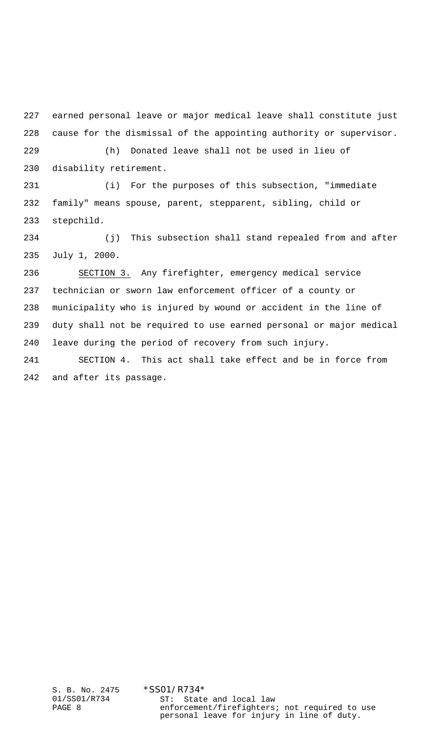earned personal leave or major medical leave shall constitute just cause for the dismissal of the appointing authority or supervisor.

(h) Donated leave shall not be used in lieu of disability retirement.

(i) For the purposes of this subsection, "immediate family" means spouse, parent, stepparent, sibling, child or stepchild.

(j) This subsection shall stand repealed from and after July 1, 2000.

SECTION 3. Any firefighter, emergency medical service technician or sworn law enforcement officer of a county or municipality who is injured by wound or accident in the line of duty shall not be required to use earned personal or major medical leave during the period of recovery from such injury.

SECTION 4. This act shall take effect and be in force from and after its passage.